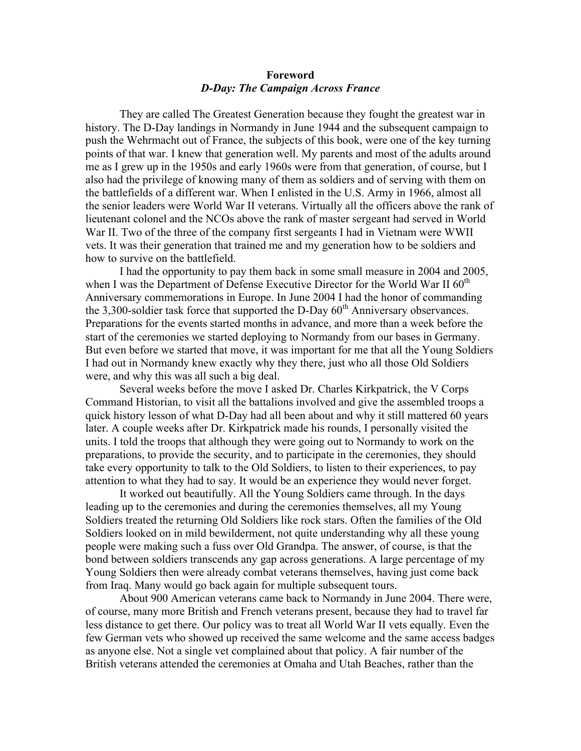**Foreword**

***D-Day: The Campaign Across France***

They are called The Greatest Generation because they fought the greatest war in history. The D-Day landings in Normandy in June 1944 and the subsequent campaign to push the Wehrmacht out of France, the subjects of this book, were one of the key turning points of that war. I knew that generation well. My parents and most of the adults around me as I grew up in the 1950s and early 1960s were from that generation, of course, but I also had the privilege of knowing many of them as soldiers and of serving with them on the battlefields of a different war. When I enlisted in the U.S. Army in 1966, almost all the senior leaders were World War II veterans. Virtually all the officers above the rank of lieutenant colonel and the NCOs above the rank of master sergeant had served in World War II. Two of the three of the company first sergeants I had in Vietnam were WWII vets. It was their generation that trained me and my generation how to be soldiers and how to survive on the battlefield.

I had the opportunity to pay them back in some small measure in 2004 and 2005, when I was the Department of Defense Executive Director for the World War II 60th Anniversary commemorations in Europe. In June 2004 I had the honor of commanding the 3,300-soldier task force that supported the D-Day 60th Anniversary observances. Preparations for the events started months in advance, and more than a week before the start of the ceremonies we started deploying to Normandy from our bases in Germany. But even before we started that move, it was important for me that all the Young Soldiers I had out in Normandy knew exactly why they there, just who all those Old Soldiers were, and why this was all such a big deal.

Several weeks before the move I asked Dr. Charles Kirkpatrick, the V Corps Command Historian, to visit all the battalions involved and give the assembled troops a quick history lesson of what D-Day had all been about and why it still mattered 60 years later. A couple weeks after Dr. Kirkpatrick made his rounds, I personally visited the units. I told the troops that although they were going out to Normandy to work on the preparations, to provide the security, and to participate in the ceremonies, they should take every opportunity to talk to the Old Soldiers, to listen to their experiences, to pay attention to what they had to say. It would be an experience they would never forget.

It worked out beautifully. All the Young Soldiers came through. In the days leading up to the ceremonies and during the ceremonies themselves, all my Young Soldiers treated the returning Old Soldiers like rock stars. Often the families of the Old Soldiers looked on in mild bewilderment, not quite understanding why all these young people were making such a fuss over Old Grandpa. The answer, of course, is that the bond between soldiers transcends any gap across generations. A large percentage of my Young Soldiers then were already combat veterans themselves, having just come back from Iraq. Many would go back again for multiple subsequent tours.

About 900 American veterans came back to Normandy in June 2004. There were, of course, many more British and French veterans present, because they had to travel far less distance to get there. Our policy was to treat all World War II vets equally. Even the few German vets who showed up received the same welcome and the same access badges as anyone else. Not a single vet complained about that policy. A fair number of the British veterans attended the ceremonies at Omaha and Utah Beaches, rather than the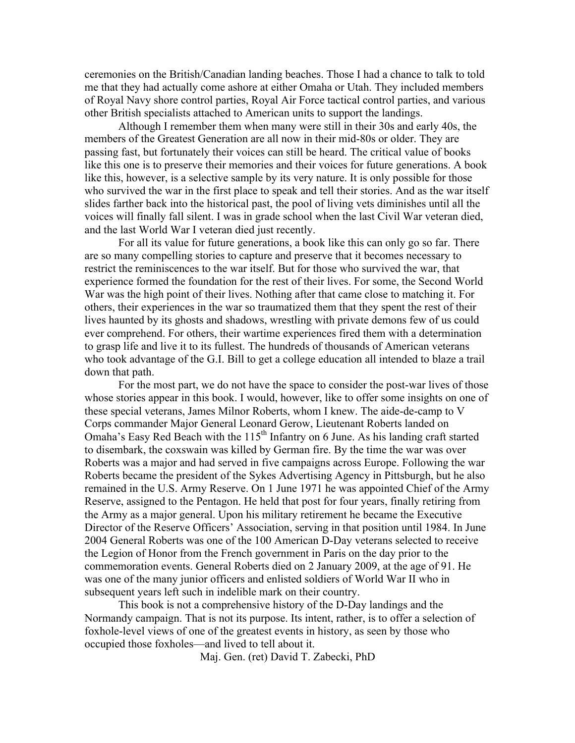ceremonies on the British/Canadian landing beaches. Those I had a chance to talk to told me that they had actually come ashore at either Omaha or Utah. They included members of Royal Navy shore control parties, Royal Air Force tactical control parties, and various other British specialists attached to American units to support the landings.

Although I remember them when many were still in their 30s and early 40s, the members of the Greatest Generation are all now in their mid-80s or older. They are passing fast, but fortunately their voices can still be heard. The critical value of books like this one is to preserve their memories and their voices for future generations. A book like this, however, is a selective sample by its very nature. It is only possible for those who survived the war in the first place to speak and tell their stories. And as the war itself slides farther back into the historical past, the pool of living vets diminishes until all the voices will finally fall silent. I was in grade school when the last Civil War veteran died, and the last World War I veteran died just recently.

For all its value for future generations, a book like this can only go so far. There are so many compelling stories to capture and preserve that it becomes necessary to restrict the reminiscences to the war itself. But for those who survived the war, that experience formed the foundation for the rest of their lives. For some, the Second World War was the high point of their lives. Nothing after that came close to matching it. For others, their experiences in the war so traumatized them that they spent the rest of their lives haunted by its ghosts and shadows, wrestling with private demons few of us could ever comprehend. For others, their wartime experiences fired them with a determination to grasp life and live it to its fullest. The hundreds of thousands of American veterans who took advantage of the G.I. Bill to get a college education all intended to blaze a trail down that path.

For the most part, we do not have the space to consider the post-war lives of those whose stories appear in this book. I would, however, like to offer some insights on one of these special veterans, James Milnor Roberts, whom I knew. The aide-de-camp to V Corps commander Major General Leonard Gerow, Lieutenant Roberts landed on Omaha's Easy Red Beach with the 115th Infantry on 6 June. As his landing craft started to disembark, the coxswain was killed by German fire. By the time the war was over Roberts was a major and had served in five campaigns across Europe. Following the war Roberts became the president of the Sykes Advertising Agency in Pittsburgh, but he also remained in the U.S. Army Reserve. On 1 June 1971 he was appointed Chief of the Army Reserve, assigned to the Pentagon. He held that post for four years, finally retiring from the Army as a major general. Upon his military retirement he became the Executive Director of the Reserve Officers' Association, serving in that position until 1984. In June 2004 General Roberts was one of the 100 American D-Day veterans selected to receive the Legion of Honor from the French government in Paris on the day prior to the commemoration events. General Roberts died on 2 January 2009, at the age of 91. He was one of the many junior officers and enlisted soldiers of World War II who in subsequent years left such in indelible mark on their country.

This book is not a comprehensive history of the D-Day landings and the Normandy campaign. That is not its purpose. Its intent, rather, is to offer a selection of foxhole-level views of one of the greatest events in history, as seen by those who occupied those foxholes—and lived to tell about it.

Maj. Gen. (ret) David T. Zabecki, PhD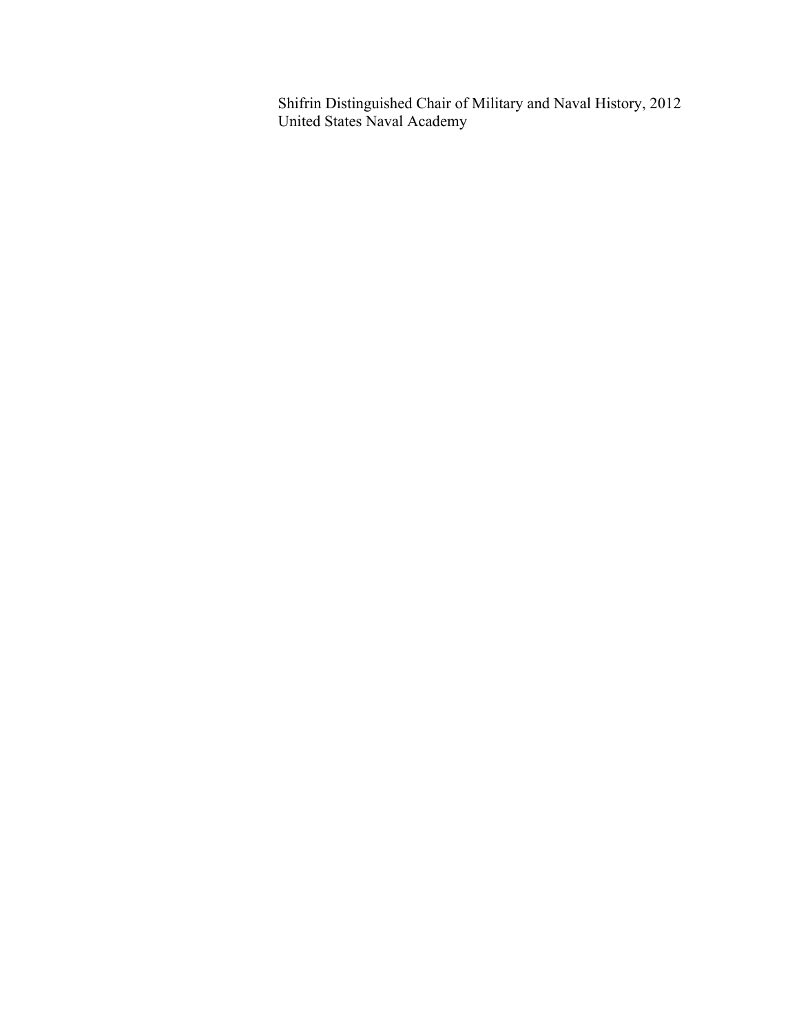Shifrin Distinguished Chair of Military and Naval History, 2012
United States Naval Academy